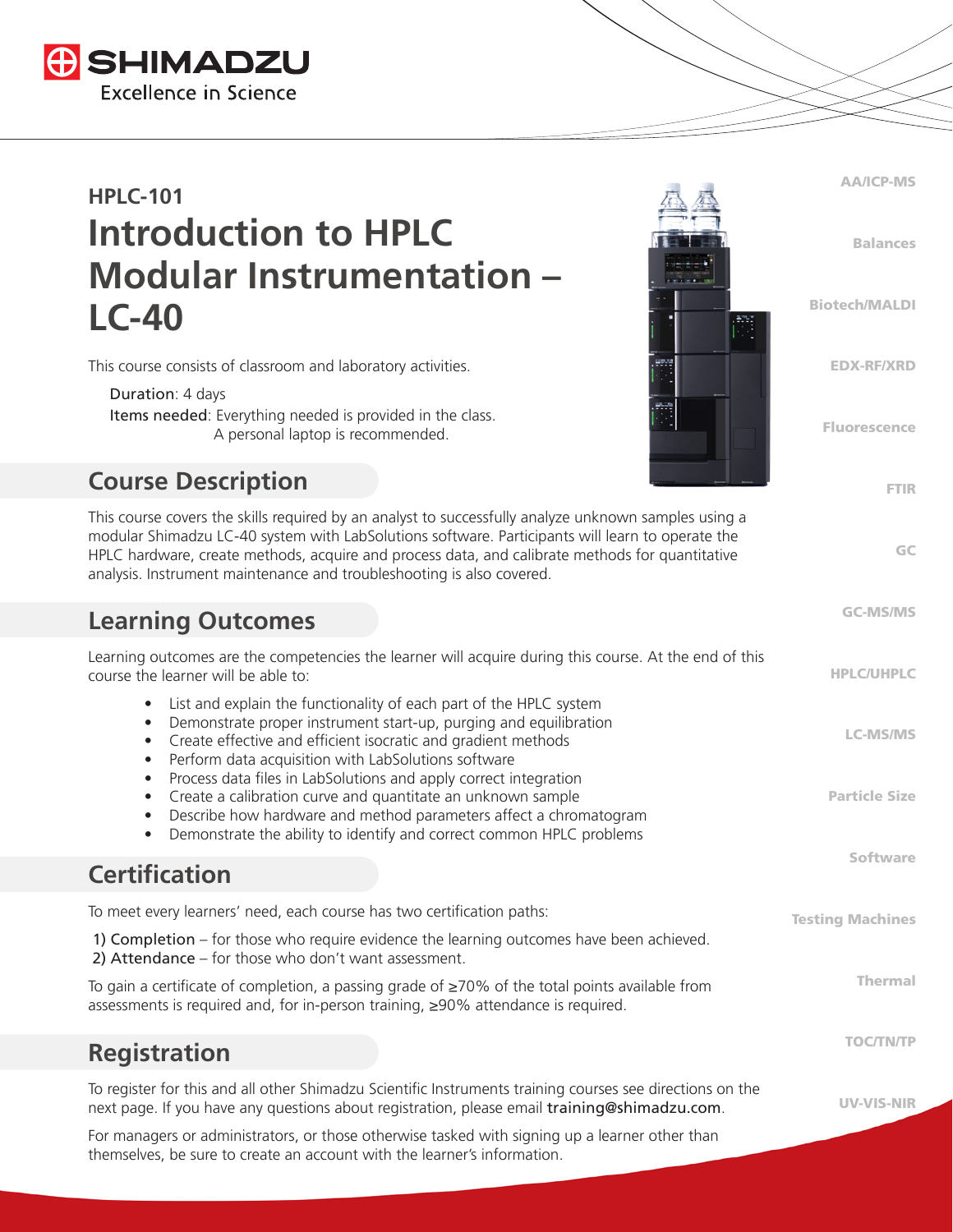SHIMADZU
Excellence in Science

## HPLC-101

# Introduction to HPLC Modular Instrumentation – LC-40

This course consists of classroom and laboratory activities.

Duration: 4 days
Items needed: Everything needed is provided in the class. A personal laptop is recommended.

## Course Description

This course covers the skills required by an analyst to successfully analyze unknown samples using a modular Shimadzu LC-40 system with LabSolutions software. Participants will learn to operate the HPLC hardware, create methods, acquire and process data, and calibrate methods for quantitative analysis. Instrument maintenance and troubleshooting is also covered.

## Learning Outcomes

Learning outcomes are the competencies the learner will acquire during this course. At the end of this course the learner will be able to:

- List and explain the functionality of each part of the HPLC system
- Demonstrate proper instrument start-up, purging and equilibration
- Create effective and efficient isocratic and gradient methods
- Perform data acquisition with LabSolutions software
- Process data files in LabSolutions and apply correct integration
- Create a calibration curve and quantitate an unknown sample
- Describe how hardware and method parameters affect a chromatogram
- Demonstrate the ability to identify and correct common HPLC problems

## Certification

To meet every learners' need, each course has two certification paths:

1) Completion – for those who require evidence the learning outcomes have been achieved.
2) Attendance – for those who don't want assessment.

To gain a certificate of completion, a passing grade of ≥70% of the total points available from assessments is required and, for in-person training, ≥90% attendance is required.

## Registration

To register for this and all other Shimadzu Scientific Instruments training courses see directions on the next page. If you have any questions about registration, please email training@shimadzu.com.

For managers or administrators, or those otherwise tasked with signing up a learner other than themselves, be sure to create an account with the learner's information.

AA/ICP-MS
Balances
Biotech/MALDI
EDX-RF/XRD
Fluorescence
FTIR
GC
GC-MS/MS
HPLC/UHPLC
LC-MS/MS
Particle Size
Software
Testing Machines
Thermal
TOC/TN/TP
UV-VIS-NIR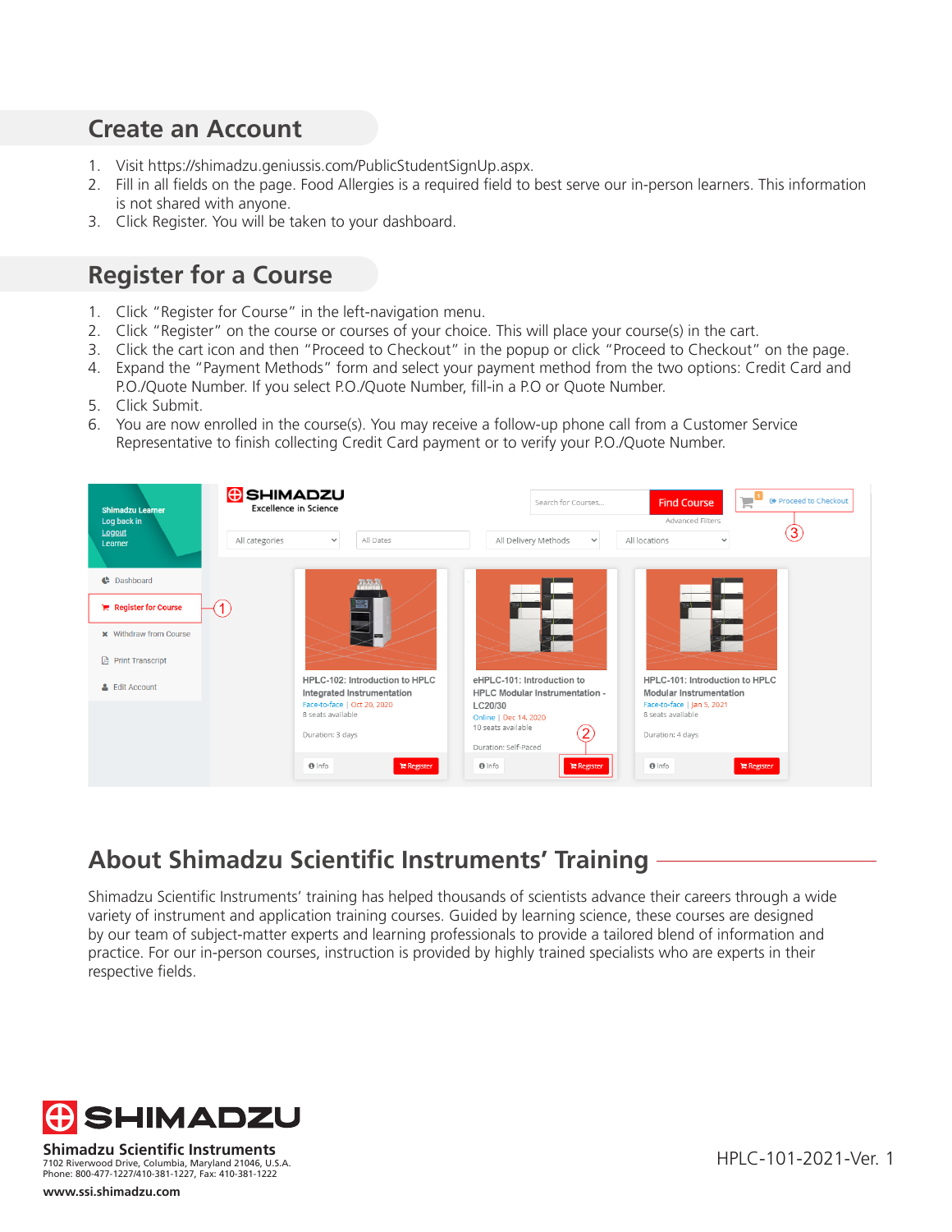## Create an Account

1. Visit https://shimadzu.geniussis.com/PublicStudentSignUp.aspx.
2. Fill in all fields on the page. Food Allergies is a required field to best serve our in-person learners. This information is not shared with anyone.
3. Click Register. You will be taken to your dashboard.

## Register for a Course

1. Click “Register for Course” in the left-navigation menu.
2. Click “Register” on the course or courses of your choice. This will place your course(s) in the cart.
3. Click the cart icon and then “Proceed to Checkout” in the popup or click “Proceed to Checkout” on the page.
4. Expand the “Payment Methods” form and select your payment method from the two options: Credit Card and P.O./Quote Number. If you select P.O./Quote Number, fill-in a P.O or Quote Number.
5. Click Submit.
6. You are now enrolled in the course(s). You may receive a follow-up phone call from a Customer Service Representative to finish collecting Credit Card payment or to verify your P.O./Quote Number.

## About Shimadzu Scientific Instruments’ Training

Shimadzu Scientific Instruments’ training has helped thousands of scientists advance their careers through a wide variety of instrument and application training courses. Guided by learning science, these courses are designed by our team of subject-matter experts and learning professionals to provide a tailored blend of information and practice. For our in-person courses, instruction is provided by highly trained specialists who are experts in their respective fields.

**Shimadzu Scientific Instruments**
7102 Riverwood Drive, Columbia, Maryland 21046, U.S.A.
Phone: 800-477-1227/410-381-1227, Fax: 410-381-1222
**www.ssi.shimadzu.com**

HPLC-101-2021-Ver. 1